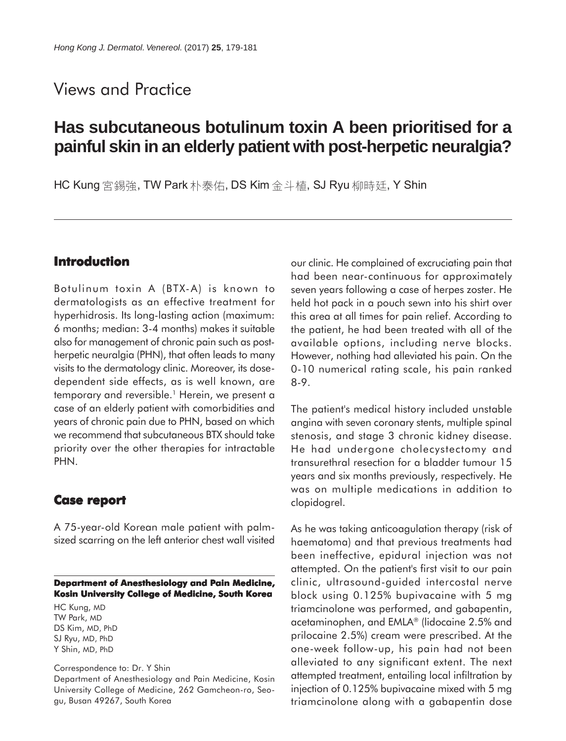Views and Practice

# Has subcutaneous botulinum toxin A been prioritised for a painful skin in an elderly patient with post-herpetic neuralgia?

HC Kung 宮錫強, TW Park 朴泰佑, DS Kim 金斗植, SJ Ryu 柳時廷, Y Shin

## Introduction

Botulinum toxin A (BTX-A) is known to dermatologists as an effective treatment for hyperhidrosis. Its long-lasting action (maximum: 6 months; median: 3-4 months) makes it suitable also for management of chronic pain such as post-herpetic neuralgia (PHN), that often leads to many visits to the dermatology clinic. Moreover, its dose-dependent side effects, as is well known, are temporary and reversible.[1] Herein, we present a case of an elderly patient with comorbidities and years of chronic pain due to PHN, based on which we recommend that subcutaneous BTX should take priority over the other therapies for intractable PHN.

## Case report

A 75-year-old Korean male patient with palm-sized scarring on the left anterior chest wall visited our clinic. He complained of excruciating pain that had been near-continuous for approximately seven years following a case of herpes zoster. He held hot pack in a pouch sewn into his shirt over this area at all times for pain relief. According to the patient, he had been treated with all of the available options, including nerve blocks. However, nothing had alleviated his pain. On the 0-10 numerical rating scale, his pain ranked 8-9.

The patient's medical history included unstable angina with seven coronary stents, multiple spinal stenosis, and stage 3 chronic kidney disease. He had undergone cholecystectomy and transurethral resection for a bladder tumour 15 years and six months previously, respectively. He was on multiple medications in addition to clopidogrel.

As he was taking anticoagulation therapy (risk of haematoma) and that previous treatments had been ineffective, epidural injection was not attempted. On the patient's first visit to our pain clinic, ultrasound-guided intercostal nerve block using 0.125% bupivacaine with 5 mg triamcinolone was performed, and gabapentin, acetaminophen, and EMLA® (lidocaine 2.5% and prilocaine 2.5%) cream were prescribed. At the one-week follow-up, his pain had not been alleviated to any significant extent. The next attempted treatment, entailing local infiltration by injection of 0.125% bupivacaine mixed with 5 mg triamcinolone along with a gabapentin dose

**Department of Anesthesiology and Pain Medicine, Kosin University College of Medicine, South Korea**

HC Kung, MD
TW Park, MD
DS Kim, MD, PhD
SJ Ryu, MD, PhD
Y Shin, MD, PhD

Correspondence to: Dr. Y Shin
Department of Anesthesiology and Pain Medicine, Kosin University College of Medicine, 262 Gamcheon-ro, Seo-gu, Busan 49267, South Korea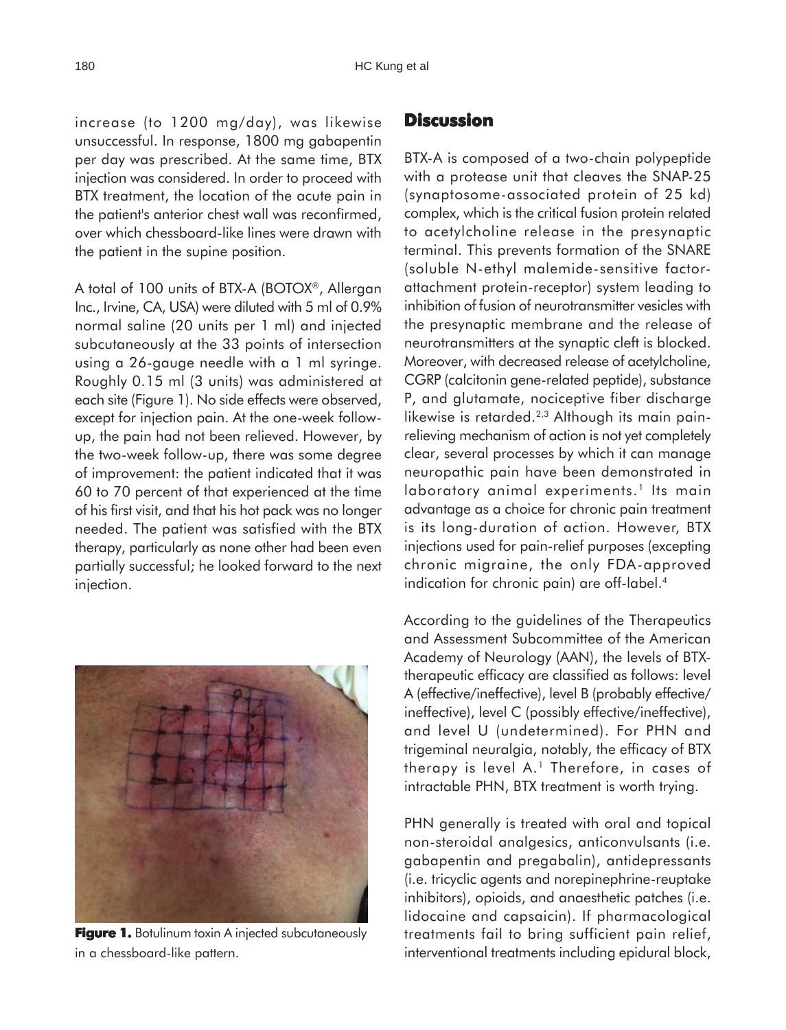increase (to 1200 mg/day), was likewise unsuccessful. In response, 1800 mg gabapentin per day was prescribed. At the same time, BTX injection was considered. In order to proceed with BTX treatment, the location of the acute pain in the patient's anterior chest wall was reconfirmed, over which chessboard-like lines were drawn with the patient in the supine position.

A total of 100 units of BTX-A (BOTOX®, Allergan Inc., Irvine, CA, USA) were diluted with 5 ml of 0.9% normal saline (20 units per 1 ml) and injected subcutaneously at the 33 points of intersection using a 26-gauge needle with a 1 ml syringe. Roughly 0.15 ml (3 units) was administered at each site (Figure 1). No side effects were observed, except for injection pain. At the one-week follow-up, the pain had not been relieved. However, by the two-week follow-up, there was some degree of improvement: the patient indicated that it was 60 to 70 percent of that experienced at the time of his first visit, and that his hot pack was no longer needed. The patient was satisfied with the BTX therapy, particularly as none other had been even partially successful; he looked forward to the next injection.

**Figure 1.** Botulinum toxin A injected subcutaneously in a chessboard-like pattern.

## Discussion

BTX-A is composed of a two-chain polypeptide with a protease unit that cleaves the SNAP-25 (synaptosome-associated protein of 25 kd) complex, which is the critical fusion protein related to acetylcholine release in the presynaptic terminal. This prevents formation of the SNARE (soluble N-ethyl malemide-sensitive factor-attachment protein-receptor) system leading to inhibition of fusion of neurotransmitter vesicles with the presynaptic membrane and the release of neurotransmitters at the synaptic cleft is blocked. Moreover, with decreased release of acetylcholine, CGRP (calcitonin gene-related peptide), substance P, and glutamate, nociceptive fiber discharge likewise is retarded.[2,3] Although its main pain-relieving mechanism of action is not yet completely clear, several processes by which it can manage neuropathic pain have been demonstrated in laboratory animal experiments.[1] Its main advantage as a choice for chronic pain treatment is its long-duration of action. However, BTX injections used for pain-relief purposes (excepting chronic migraine, the only FDA-approved indication for chronic pain) are off-label.[4]

According to the guidelines of the Therapeutics and Assessment Subcommittee of the American Academy of Neurology (AAN), the levels of BTX-therapeutic efficacy are classified as follows: level A (effective/ineffective), level B (probably effective/ineffective), level C (possibly effective/ineffective), and level U (undetermined). For PHN and trigeminal neuralgia, notably, the efficacy of BTX therapy is level A.[1] Therefore, in cases of intractable PHN, BTX treatment is worth trying.

PHN generally is treated with oral and topical non-steroidal analgesics, anticonvulsants (i.e. gabapentin and pregabalin), antidepressants (i.e. tricyclic agents and norepinephrine-reuptake inhibitors), opioids, and anaesthetic patches (i.e. lidocaine and capsaicin). If pharmacological treatments fail to bring sufficient pain relief, interventional treatments including epidural block,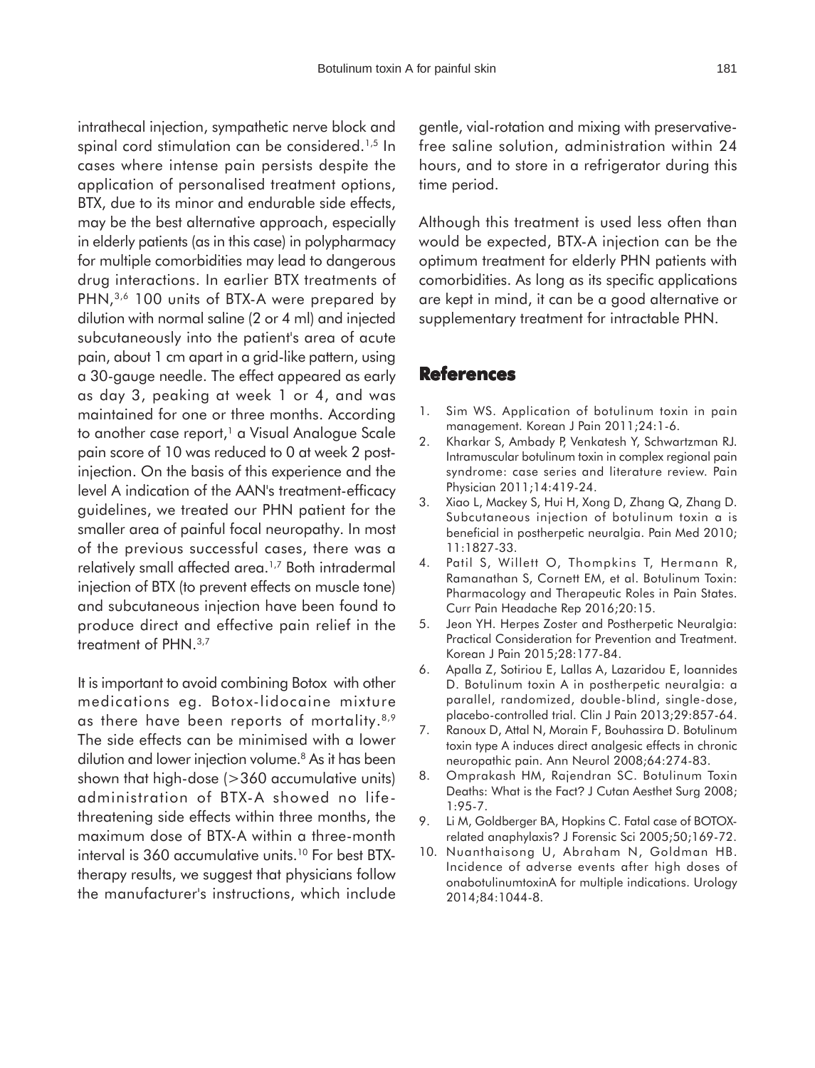intrathecal injection, sympathetic nerve block and spinal cord stimulation can be considered.[1,5] In cases where intense pain persists despite the application of personalised treatment options, BTX, due to its minor and endurable side effects, may be the best alternative approach, especially in elderly patients (as in this case) in polypharmacy for multiple comorbidities may lead to dangerous drug interactions. In earlier BTX treatments of PHN,[3,6] 100 units of BTX-A were prepared by dilution with normal saline (2 or 4 ml) and injected subcutaneously into the patient's area of acute pain, about 1 cm apart in a grid-like pattern, using a 30-gauge needle. The effect appeared as early as day 3, peaking at week 1 or 4, and was maintained for one or three months. According to another case report,[1] a Visual Analogue Scale pain score of 10 was reduced to 0 at week 2 post-injection. On the basis of this experience and the level A indication of the AAN's treatment-efficacy guidelines, we treated our PHN patient for the smaller area of painful focal neuropathy. In most of the previous successful cases, there was a relatively small affected area.[1,7] Both intradermal injection of BTX (to prevent effects on muscle tone) and subcutaneous injection have been found to produce direct and effective pain relief in the treatment of PHN.[3,7]

It is important to avoid combining Botox with other medications eg. Botox-lidocaine mixture as there have been reports of mortality.[8,9] The side effects can be minimised with a lower dilution and lower injection volume.[8] As it has been shown that high-dose (>360 accumulative units) administration of BTX-A showed no life-threatening side effects within three months, the maximum dose of BTX-A within a three-month interval is 360 accumulative units.[10] For best BTX-therapy results, we suggest that physicians follow the manufacturer's instructions, which include gentle, vial-rotation and mixing with preservative-free saline solution, administration within 24 hours, and to store in a refrigerator during this time period.

Although this treatment is used less often than would be expected, BTX-A injection can be the optimum treatment for elderly PHN patients with comorbidities. As long as its specific applications are kept in mind, it can be a good alternative or supplementary treatment for intractable PHN.

## References

1. Sim WS. Application of botulinum toxin in pain management. Korean J Pain 2011;24:1-6.
2. Kharkar S, Ambady P, Venkatesh Y, Schwartzman RJ. Intramuscular botulinum toxin in complex regional pain syndrome: case series and literature review. Pain Physician 2011;14:419-24.
3. Xiao L, Mackey S, Hui H, Xong D, Zhang Q, Zhang D. Subcutaneous injection of botulinum toxin a is beneficial in postherpetic neuralgia. Pain Med 2010; 11:1827-33.
4. Patil S, Willett O, Thompkins T, Hermann R, Ramanathan S, Cornett EM, et al. Botulinum Toxin: Pharmacology and Therapeutic Roles in Pain States. Curr Pain Headache Rep 2016;20:15.
5. Jeon YH. Herpes Zoster and Postherpetic Neuralgia: Practical Consideration for Prevention and Treatment. Korean J Pain 2015;28:177-84.
6. Apalla Z, Sotiriou E, Lallas A, Lazaridou E, Ioannides D. Botulinum toxin A in postherpetic neuralgia: a parallel, randomized, double-blind, single-dose, placebo-controlled trial. Clin J Pain 2013;29:857-64.
7. Ranoux D, Attal N, Morain F, Bouhassira D. Botulinum toxin type A induces direct analgesic effects in chronic neuropathic pain. Ann Neurol 2008;64:274-83.
8. Omprakash HM, Rajendran SC. Botulinum Toxin Deaths: What is the Fact? J Cutan Aesthet Surg 2008; 1:95-7.
9. Li M, Goldberger BA, Hopkins C. Fatal case of BOTOX-related anaphylaxis? J Forensic Sci 2005;50;169-72.
10. Nuanthaisong U, Abraham N, Goldman HB. Incidence of adverse events after high doses of onabotulinumtoxinA for multiple indications. Urology 2014;84:1044-8.